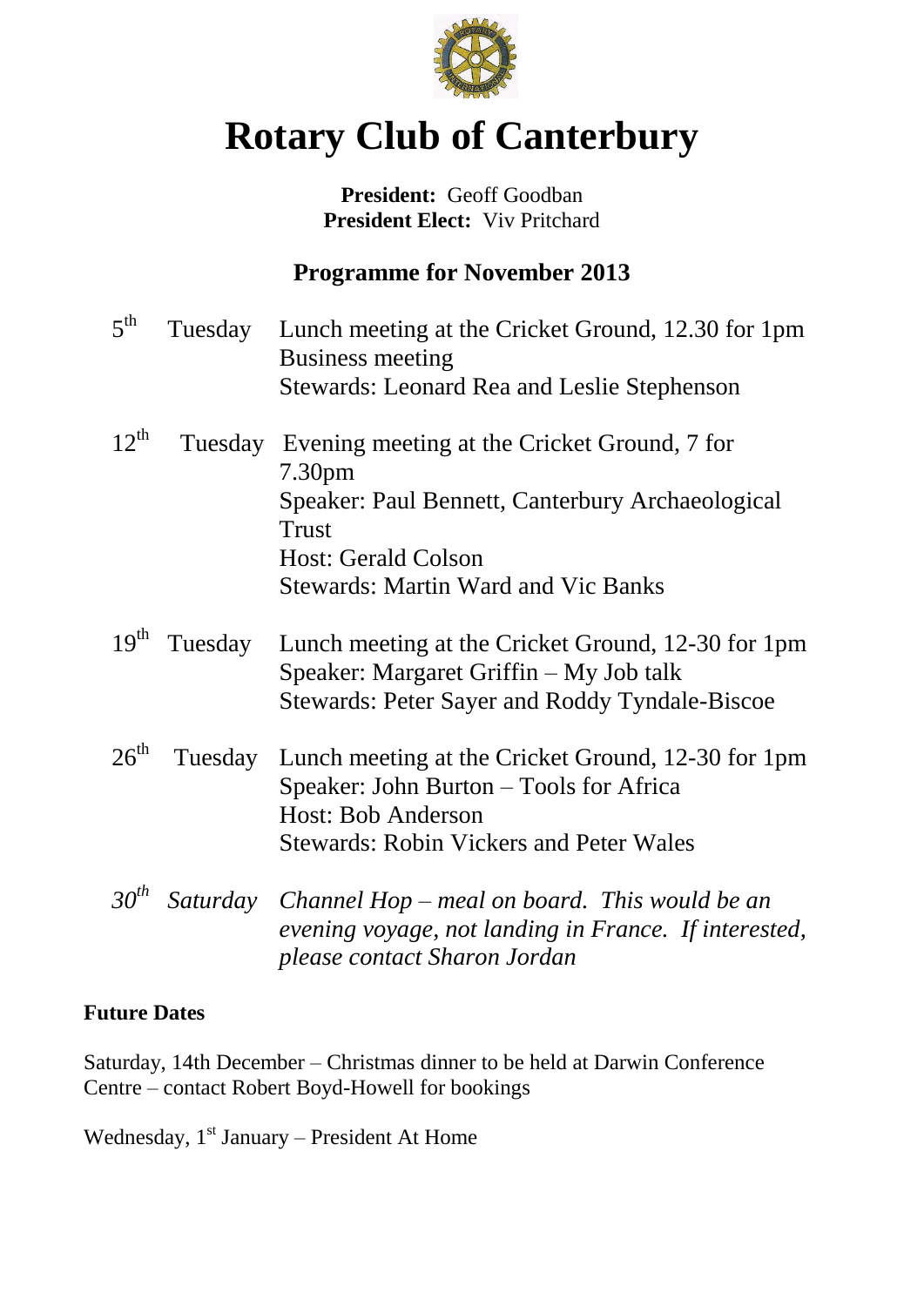# Rotary Club of Canterbury

**President:** Geoff Goodban
**President Elect:** Viv Pritchard

## Programme for November 2013

5th Tuesday
Lunch meeting at the Cricket Ground, 12.30 for 1pm
Business meeting
Stewards: Leonard Rea and Leslie Stephenson

12th Tuesday
Evening meeting at the Cricket Ground, 7 for 7.30pm
Speaker: Paul Bennett, Canterbury Archaeological Trust
Host: Gerald Colson
Stewards: Martin Ward and Vic Banks

19th Tuesday
Lunch meeting at the Cricket Ground, 12-30 for 1pm
Speaker: Margaret Griffin – My Job talk
Stewards: Peter Sayer and Roddy Tyndale-Biscoe

26th Tuesday
Lunch meeting at the Cricket Ground, 12-30 for 1pm
Speaker: John Burton – Tools for Africa
Host: Bob Anderson
Stewards: Robin Vickers and Peter Wales

*30th Saturday*
*Channel Hop – meal on board. This would be an evening voyage, not landing in France. If interested, please contact Sharon Jordan*

**Future Dates**

Saturday, 14th December – Christmas dinner to be held at Darwin Conference Centre – contact Robert Boyd-Howell for bookings

Wednesday, 1st January – President At Home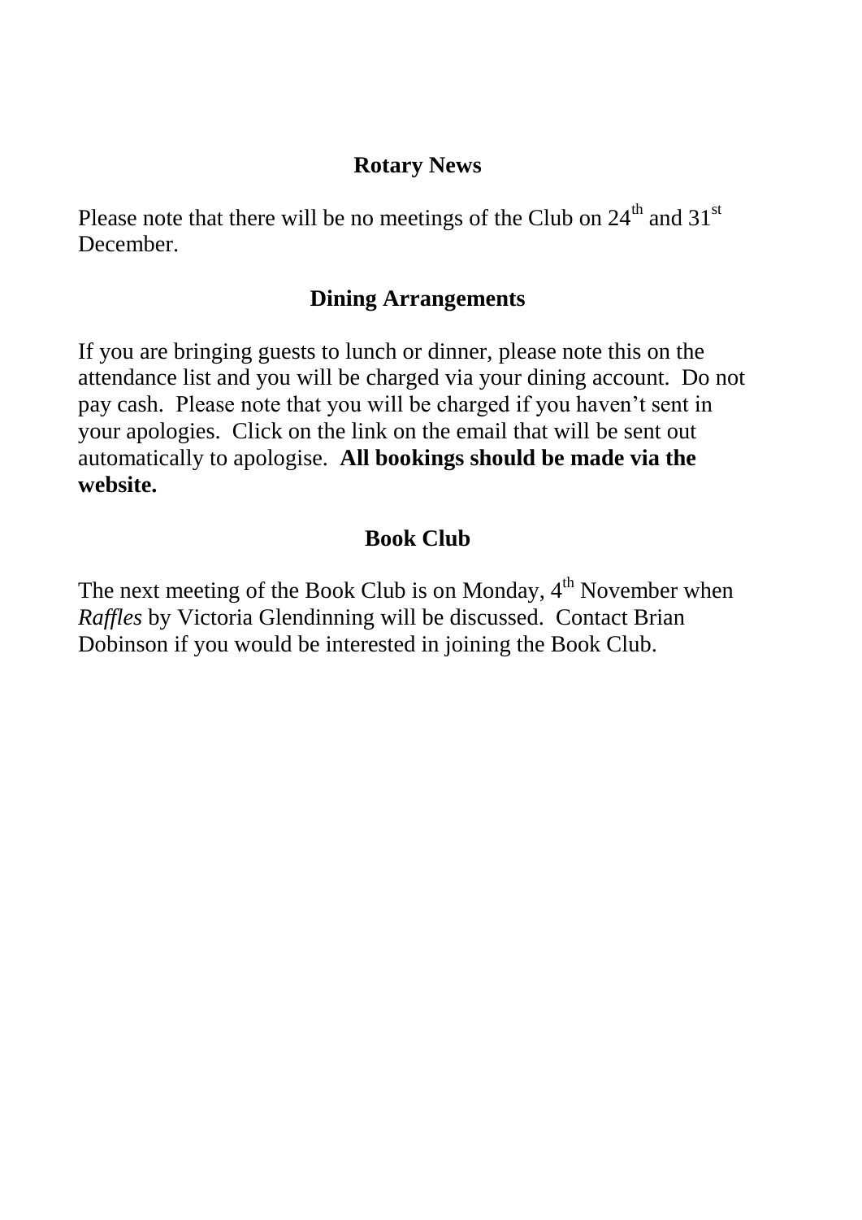## Rotary News

Please note that there will be no meetings of the Club on 24th and 31st December.

## Dining Arrangements

If you are bringing guests to lunch or dinner, please note this on the attendance list and you will be charged via your dining account. Do not pay cash. Please note that you will be charged if you haven't sent in your apologies. Click on the link on the email that will be sent out automatically to apologise. **All bookings should be made via the website.**

## Book Club

The next meeting of the Book Club is on Monday, 4th November when *Raffles* by Victoria Glendinning will be discussed. Contact Brian Dobinson if you would be interested in joining the Book Club.